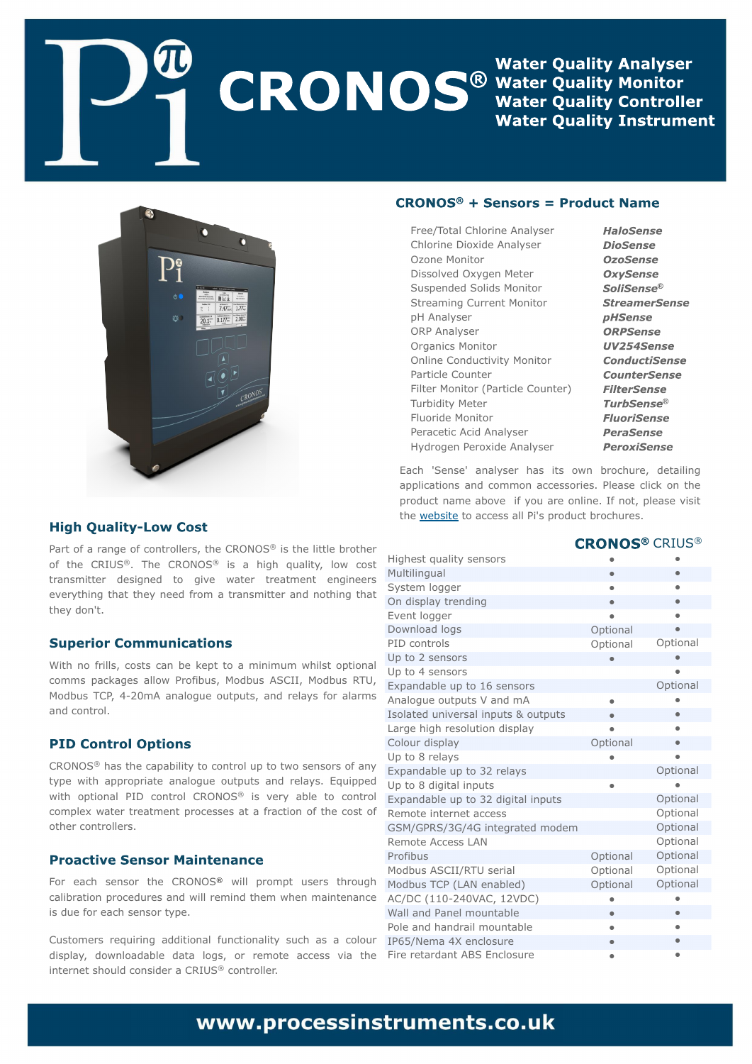# CRONOS®

**Water Quality Analyser**
**Water Quality Monitor**
**Water Quality Controller**
**Water Quality Instrument**

## CRONOS® + Sensors = Product Name

| | |
|---|---|
| Free/Total Chlorine Analyser | ***HaloSense*** |
| Chlorine Dioxide Analyser | ***DioSense*** |
| Ozone Monitor | ***OzoSense*** |
| Dissolved Oxygen Meter | ***OxySense*** |
| Suspended Solids Monitor | ***SoliSense®*** |
| Streaming Current Monitor | ***StreamerSense*** |
| pH Analyser | ***pHSense*** |
| ORP Analyser | ***ORPSense*** |
| Organics Monitor | ***UV254Sense*** |
| Online Conductivity Monitor | ***ConductiSense*** |
| Particle Counter | ***CounterSense*** |
| Filter Monitor (Particle Counter) | ***FilterSense*** |
| Turbidity Meter | ***TurbSense®*** |
| Fluoride Monitor | ***FluoriSense*** |
| Peracetic Acid Analyser | ***PeraSense*** |
| Hydrogen Peroxide Analyser | ***PeroxiSense*** |

Each 'Sense' analyser has its own brochure, detailing applications and common accessories. Please click on the product name above if you are online. If not, please visit the website to access all Pi's product brochures.

## High Quality-Low Cost

Part of a range of controllers, the CRONOS® is the little brother of the CRIUS®. The CRONOS® is a high quality, low cost transmitter designed to give water treatment engineers everything that they need from a transmitter and nothing that they don't.

## Superior Communications

With no frills, costs can be kept to a minimum whilst optional comms packages allow Profibus, Modbus ASCII, Modbus RTU, Modbus TCP, 4-20mA analogue outputs, and relays for alarms and control.

## PID Control Options

CRONOS® has the capability to control up to two sensors of any type with appropriate analogue outputs and relays. Equipped with optional PID control CRONOS® is very able to control complex water treatment processes at a fraction of the cost of other controllers.

## Proactive Sensor Maintenance

For each sensor the CRONOS® will prompt users through calibration procedures and will remind them when maintenance is due for each sensor type.

Customers requiring additional functionality such as a colour display, downloadable data logs, or remote access via the internet should consider a CRIUS® controller.

| | CRONOS® | CRIUS® |
|---|---|---|
| Highest quality sensors | • | • |
| Multilingual | • | • |
| System logger | • | • |
| On display trending | • | • |
| Event logger | • | • |
| Download logs | Optional | • |
| PID controls | Optional | Optional |
| Up to 2 sensors | • | • |
| Up to 4 sensors | | • |
| Expandable up to 16 sensors | | Optional |
| Analogue outputs V and mA | • | • |
| Isolated universal inputs & outputs | • | • |
| Large high resolution display | • | • |
| Colour display | Optional | • |
| Up to 8 relays | • | • |
| Expandable up to 32 relays | | Optional |
| Up to 8 digital inputs | • | • |
| Expandable up to 32 digital inputs | | Optional |
| Remote internet access | | Optional |
| GSM/GPRS/3G/4G integrated modem | | Optional |
| Remote Access LAN | | Optional |
| Profibus | Optional | Optional |
| Modbus ASCII/RTU serial | Optional | Optional |
| Modbus TCP (LAN enabled) | Optional | Optional |
| AC/DC (110-240VAC, 12VDC) | • | • |
| Wall and Panel mountable | • | • |
| Pole and handrail mountable | • | • |
| IP65/Nema 4X enclosure | • | • |
| Fire retardant ABS Enclosure | • | • |

**www.processinstruments.co.uk**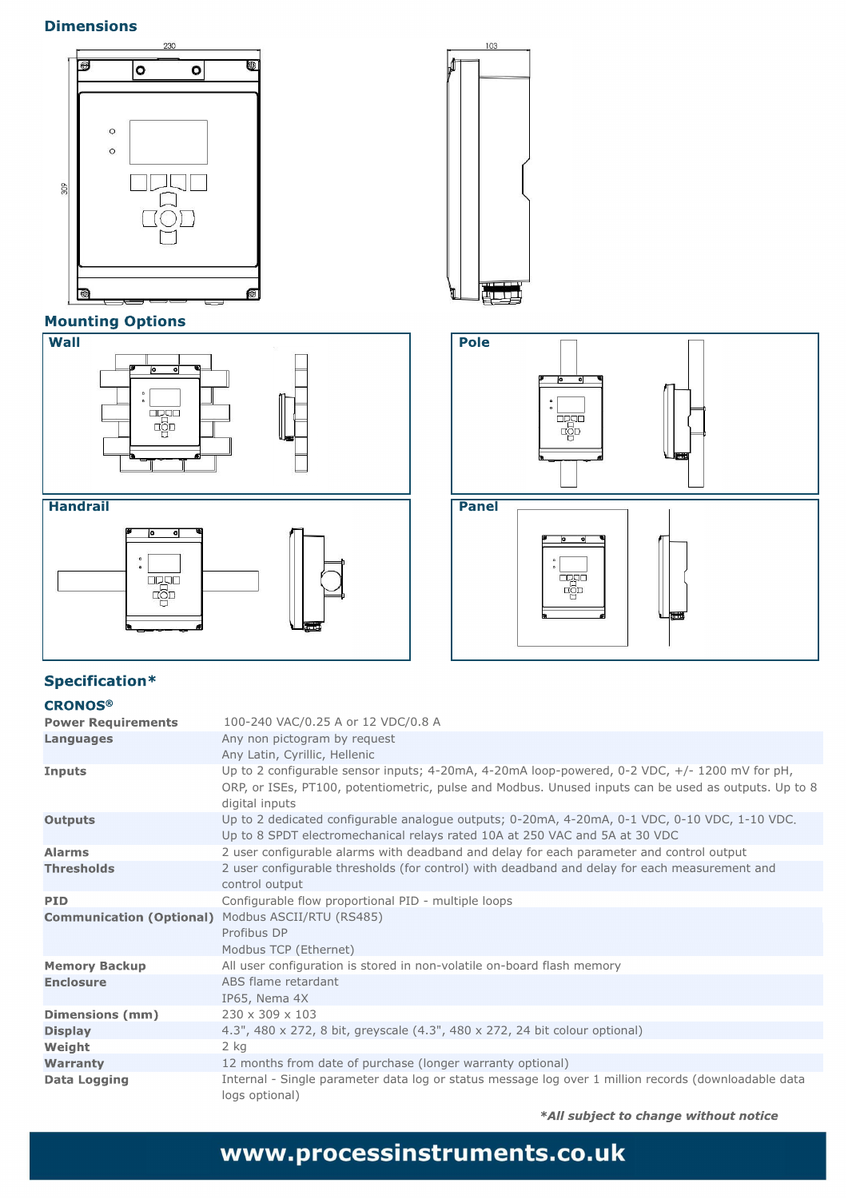## Dimensions

230

309

103

## Mounting Options

**Wall**

**Pole**

**Handrail**

**Panel**

## Specification*

### CRONOS®

| | |
|---|---|
| **Power Requirements** | 100-240 VAC/0.25 A or 12 VDC/0.8 A |
| **Languages** | Any non pictogram by request<br>Any Latin, Cyrillic, Hellenic |
| **Inputs** | Up to 2 configurable sensor inputs; 4-20mA, 4-20mA loop-powered, 0-2 VDC, +/- 1200 mV for pH, ORP, or ISEs, PT100, potentiometric, pulse and Modbus. Unused inputs can be used as outputs. Up to 8 digital inputs |
| **Outputs** | Up to 2 dedicated configurable analogue outputs; 0-20mA, 4-20mA, 0-1 VDC, 0-10 VDC, 1-10 VDC.<br>Up to 8 SPDT electromechanical relays rated 10A at 250 VAC and 5A at 30 VDC |
| **Alarms** | 2 user configurable alarms with deadband and delay for each parameter and control output |
| **Thresholds** | 2 user configurable thresholds (for control) with deadband and delay for each measurement and control output |
| **PID** | Configurable flow proportional PID - multiple loops |
| **Communication (Optional)** | Modbus ASCII/RTU (RS485)<br>Profibus DP<br>Modbus TCP (Ethernet) |
| **Memory Backup** | All user configuration is stored in non-volatile on-board flash memory |
| **Enclosure** | ABS flame retardant<br>IP65, Nema 4X |
| **Dimensions (mm)** | 230 x 309 x 103 |
| **Display** | 4.3", 480 x 272, 8 bit, greyscale (4.3", 480 x 272, 24 bit colour optional) |
| **Weight** | 2 kg |
| **Warranty** | 12 months from date of purchase (longer warranty optional) |
| **Data Logging** | Internal - Single parameter data log or status message log over 1 million records (downloadable data logs optional) |

***All subject to change without notice**

**www.processinstruments.co.uk**